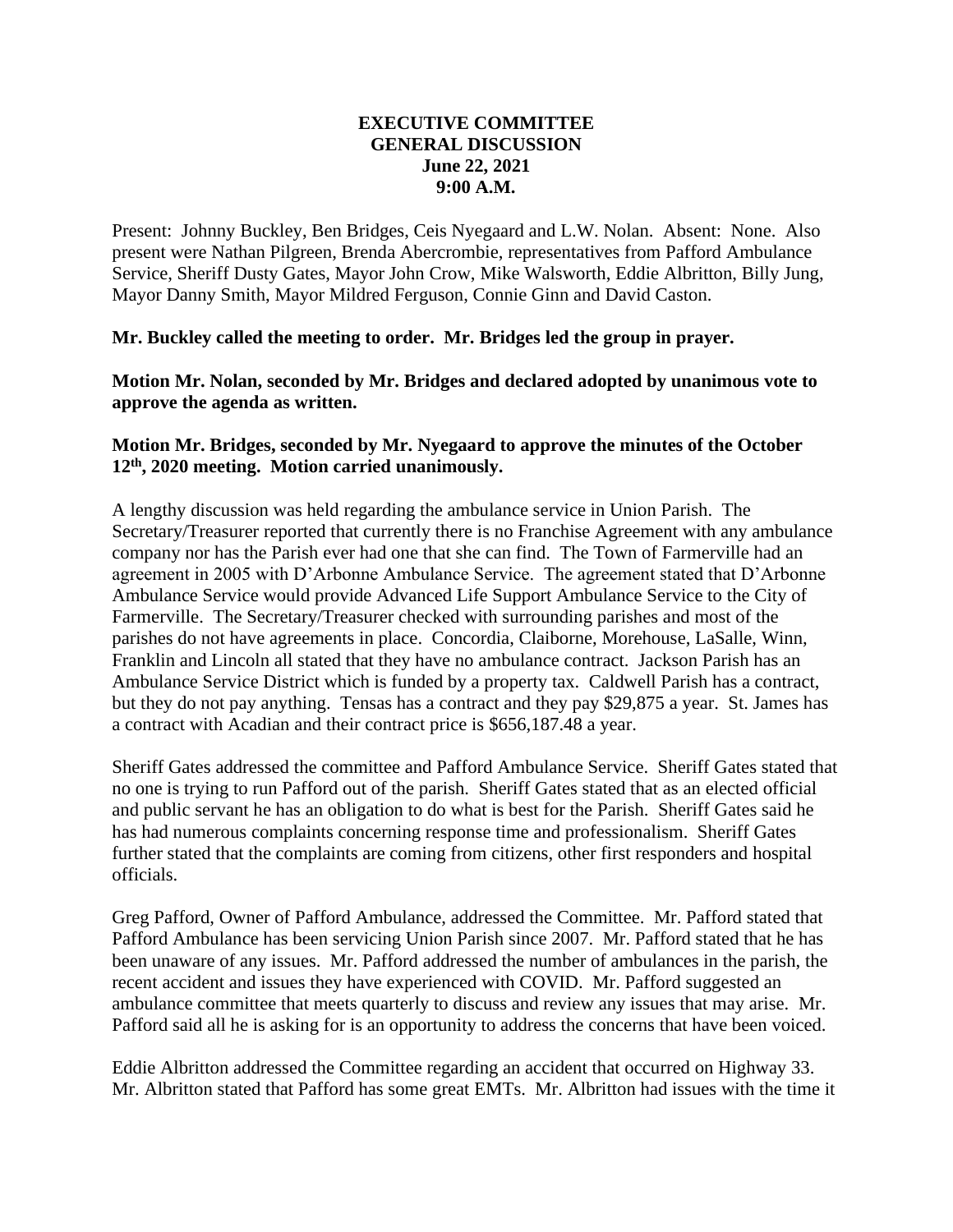**EXECUTIVE COMMITTEE**
**GENERAL DISCUSSION**
**June 22, 2021**
**9:00 A.M.**

Present: Johnny Buckley, Ben Bridges, Ceis Nyegaard and L.W. Nolan. Absent: None. Also present were Nathan Pilgreen, Brenda Abercrombie, representatives from Pafford Ambulance Service, Sheriff Dusty Gates, Mayor John Crow, Mike Walsworth, Eddie Albritton, Billy Jung, Mayor Danny Smith, Mayor Mildred Ferguson, Connie Ginn and David Caston.

**Mr. Buckley called the meeting to order. Mr. Bridges led the group in prayer.**

**Motion Mr. Nolan, seconded by Mr. Bridges and declared adopted by unanimous vote to approve the agenda as written.**

**Motion Mr. Bridges, seconded by Mr. Nyegaard to approve the minutes of the October 12th, 2020 meeting. Motion carried unanimously.**

A lengthy discussion was held regarding the ambulance service in Union Parish. The Secretary/Treasurer reported that currently there is no Franchise Agreement with any ambulance company nor has the Parish ever had one that she can find. The Town of Farmerville had an agreement in 2005 with D'Arbonne Ambulance Service. The agreement stated that D'Arbonne Ambulance Service would provide Advanced Life Support Ambulance Service to the City of Farmerville. The Secretary/Treasurer checked with surrounding parishes and most of the parishes do not have agreements in place. Concordia, Claiborne, Morehouse, LaSalle, Winn, Franklin and Lincoln all stated that they have no ambulance contract. Jackson Parish has an Ambulance Service District which is funded by a property tax. Caldwell Parish has a contract, but they do not pay anything. Tensas has a contract and they pay $29,875 a year. St. James has a contract with Acadian and their contract price is $656,187.48 a year.

Sheriff Gates addressed the committee and Pafford Ambulance Service. Sheriff Gates stated that no one is trying to run Pafford out of the parish. Sheriff Gates stated that as an elected official and public servant he has an obligation to do what is best for the Parish. Sheriff Gates said he has had numerous complaints concerning response time and professionalism. Sheriff Gates further stated that the complaints are coming from citizens, other first responders and hospital officials.

Greg Pafford, Owner of Pafford Ambulance, addressed the Committee. Mr. Pafford stated that Pafford Ambulance has been servicing Union Parish since 2007. Mr. Pafford stated that he has been unaware of any issues. Mr. Pafford addressed the number of ambulances in the parish, the recent accident and issues they have experienced with COVID. Mr. Pafford suggested an ambulance committee that meets quarterly to discuss and review any issues that may arise. Mr. Pafford said all he is asking for is an opportunity to address the concerns that have been voiced.

Eddie Albritton addressed the Committee regarding an accident that occurred on Highway 33. Mr. Albritton stated that Pafford has some great EMTs. Mr. Albritton had issues with the time it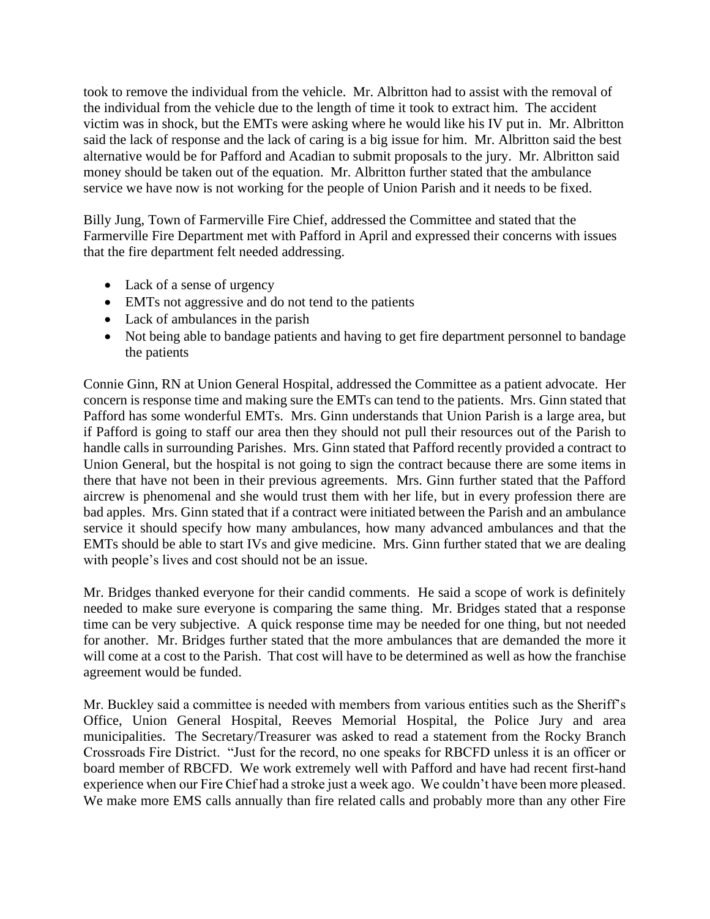took to remove the individual from the vehicle. Mr. Albritton had to assist with the removal of the individual from the vehicle due to the length of time it took to extract him. The accident victim was in shock, but the EMTs were asking where he would like his IV put in. Mr. Albritton said the lack of response and the lack of caring is a big issue for him. Mr. Albritton said the best alternative would be for Pafford and Acadian to submit proposals to the jury. Mr. Albritton said money should be taken out of the equation. Mr. Albritton further stated that the ambulance service we have now is not working for the people of Union Parish and it needs to be fixed.

Billy Jung, Town of Farmerville Fire Chief, addressed the Committee and stated that the Farmerville Fire Department met with Pafford in April and expressed their concerns with issues that the fire department felt needed addressing.

- Lack of a sense of urgency
- EMTs not aggressive and do not tend to the patients
- Lack of ambulances in the parish
- Not being able to bandage patients and having to get fire department personnel to bandage the patients

Connie Ginn, RN at Union General Hospital, addressed the Committee as a patient advocate. Her concern is response time and making sure the EMTs can tend to the patients. Mrs. Ginn stated that Pafford has some wonderful EMTs. Mrs. Ginn understands that Union Parish is a large area, but if Pafford is going to staff our area then they should not pull their resources out of the Parish to handle calls in surrounding Parishes. Mrs. Ginn stated that Pafford recently provided a contract to Union General, but the hospital is not going to sign the contract because there are some items in there that have not been in their previous agreements. Mrs. Ginn further stated that the Pafford aircrew is phenomenal and she would trust them with her life, but in every profession there are bad apples. Mrs. Ginn stated that if a contract were initiated between the Parish and an ambulance service it should specify how many ambulances, how many advanced ambulances and that the EMTs should be able to start IVs and give medicine. Mrs. Ginn further stated that we are dealing with people's lives and cost should not be an issue.

Mr. Bridges thanked everyone for their candid comments. He said a scope of work is definitely needed to make sure everyone is comparing the same thing. Mr. Bridges stated that a response time can be very subjective. A quick response time may be needed for one thing, but not needed for another. Mr. Bridges further stated that the more ambulances that are demanded the more it will come at a cost to the Parish. That cost will have to be determined as well as how the franchise agreement would be funded.

Mr. Buckley said a committee is needed with members from various entities such as the Sheriff's Office, Union General Hospital, Reeves Memorial Hospital, the Police Jury and area municipalities. The Secretary/Treasurer was asked to read a statement from the Rocky Branch Crossroads Fire District. "Just for the record, no one speaks for RBCFD unless it is an officer or board member of RBCFD. We work extremely well with Pafford and have had recent first-hand experience when our Fire Chief had a stroke just a week ago. We couldn't have been more pleased. We make more EMS calls annually than fire related calls and probably more than any other Fire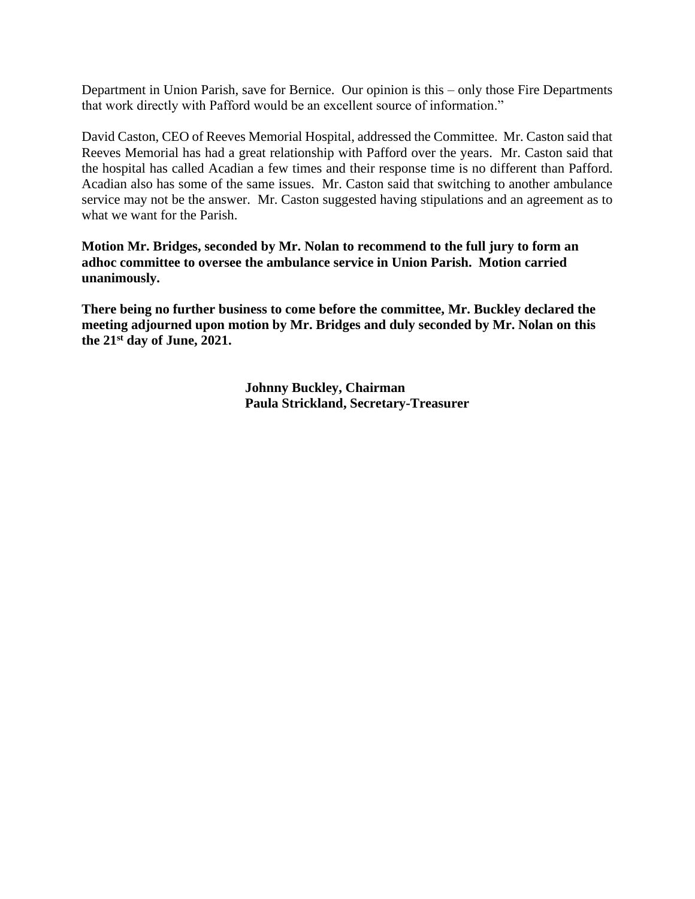Department in Union Parish, save for Bernice. Our opinion is this – only those Fire Departments that work directly with Pafford would be an excellent source of information."

David Caston, CEO of Reeves Memorial Hospital, addressed the Committee. Mr. Caston said that Reeves Memorial has had a great relationship with Pafford over the years. Mr. Caston said that the hospital has called Acadian a few times and their response time is no different than Pafford. Acadian also has some of the same issues. Mr. Caston said that switching to another ambulance service may not be the answer. Mr. Caston suggested having stipulations and an agreement as to what we want for the Parish.

**Motion Mr. Bridges, seconded by Mr. Nolan to recommend to the full jury to form an adhoc committee to oversee the ambulance service in Union Parish. Motion carried unanimously.**

**There being no further business to come before the committee, Mr. Buckley declared the meeting adjourned upon motion by Mr. Bridges and duly seconded by Mr. Nolan on this the 21st day of June, 2021.**

**Johnny Buckley, Chairman**
**Paula Strickland, Secretary-Treasurer**